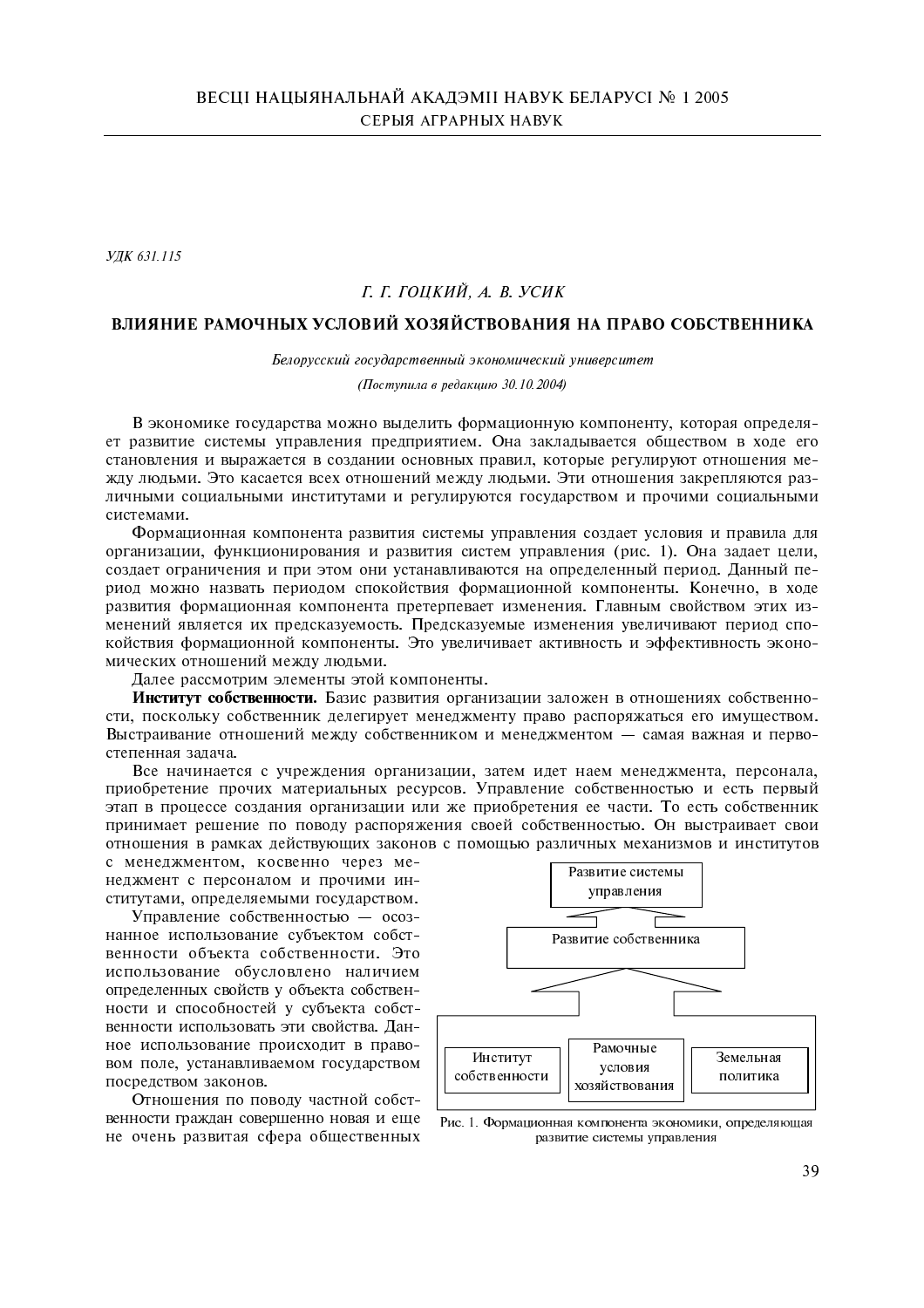УДК 631.115

*Г. Г. ГОЦКИЙ, А. В. УСИК*

# ВЛИЯНИЕ РАМОЧНЫХ УСЛОВИЙ ХОЗЯЙСТВОВАНИЯ НА ПРАВО СОБСТВЕННИКА

*Белорусский государственный экономический университет*

*(Поступила в редакцию 30.10.2004)*

В экономике государства можно выделить формационную компоненту, которая определяет развитие системы управления предприятием. Она закладывается обществом в ходе его становления и выражается в создании основных правил, которые регулируют отношения между людьми. Это касается всех отношений между людьми. Эти отношения закрепляются различными социальными институтами и регулируются государством и прочими социальными системами.

Формационная компонента развития системы управления создает условия и правила для организации, функционирования и развития систем управления (рис. 1). Она задает цели, создает ограничения и при этом они устанавливаются на определенный период. Данный период можно назвать периодом спокойствия формационной компоненты. Конечно, в ходе развития формационная компонента претерпевает изменения. Главным свойством этих изменений является их предсказуемость. Предсказуемые изменения увеличивают период спокойствия формационной компоненты. Это увеличивает активность и эффективность экономических отношений между людьми.

Далее рассмотрим элементы этой компоненты.

**Институт собственности.** Базис развития организации заложен в отношениях собственности, поскольку собственник делегирует менеджменту право распоряжаться его имуществом. Выстраивание отношений между собственником и менеджментом — самая важная и первостепенная задача.

Все начинается с учреждения организации, затем идет наем менеджмента, персонала, приобретение прочих материальных ресурсов. Управление собственностью и есть первый этап в процессе создания организации или же приобретения ее части. То есть собственник принимает решение по поводу распоряжения своей собственностью. Он выстраивает свои отношения в рамках действующих законов с помощью различных механизмов и институтов с менеджментом, косвенно через менеджмент с персоналом и прочими институтами, определяемыми государством.

Управление собственностью — осознанное использование субъектом собственности объекта собственности. Это использование обусловлено наличием определенных свойств у объекта собственности и способностей у субъекта собственности использовать эти свойства. Данное использование происходит в правовом поле, устанавливаемом государством посредством законов.

Отношения по поводу частной собственности граждан совершенно новая и еще не очень развитая сфера общественных

Развитие системы управления ← Развитие собственника ← [Институт собственности | Рамочные условия хозяйствования | Земельная политика]

Рис. 1. Формационная компонента экономики, определяющая развитие системы управления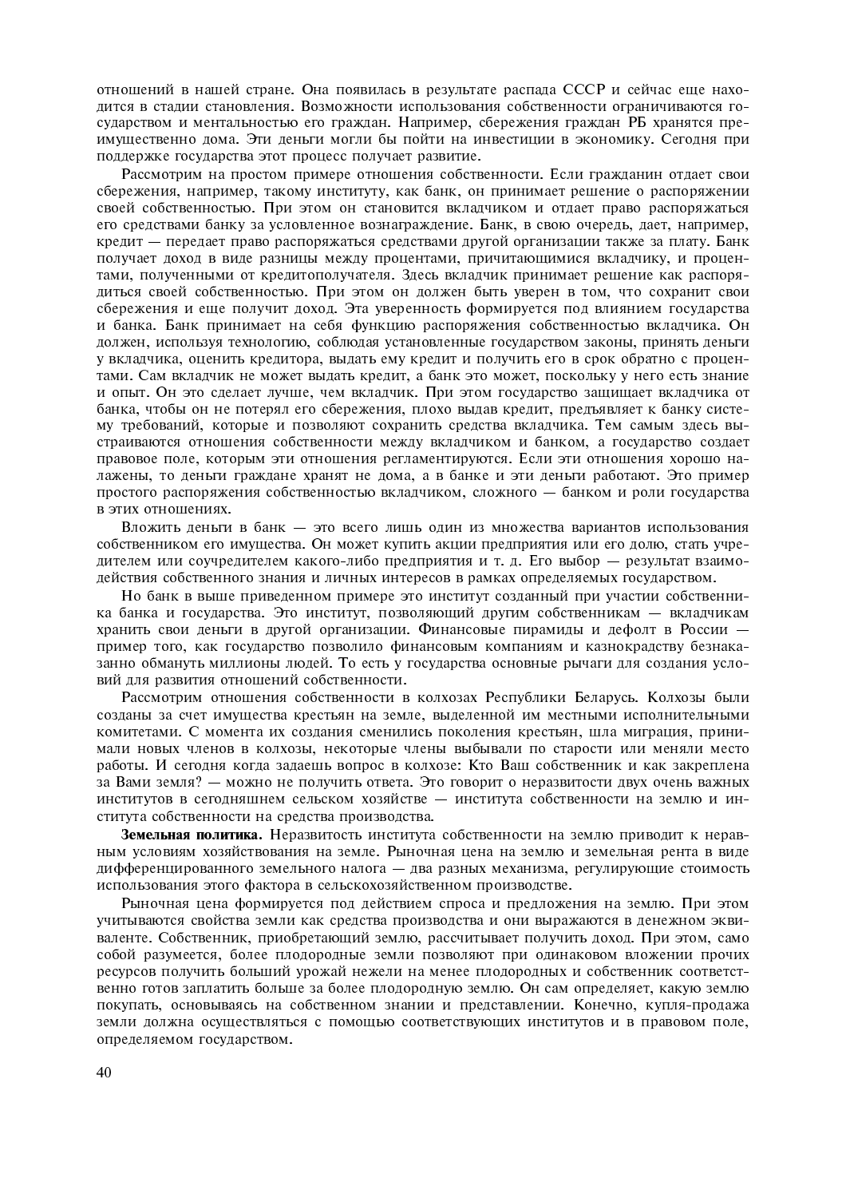отношений в нашей стране. Она появилась в результате распада СССР и сейчас еще находится в стадии становления. Возможности использования собственности ограничиваются государством и ментальностью его граждан. Например, сбережения граждан РБ хранятся преимущественно дома. Эти деньги могли бы пойти на инвестиции в экономику. Сегодня при поддержке государства этот процесс получает развитие.

Рассмотрим на простом примере отношения собственности. Если гражданин отдает свои сбережения, например, такому институту, как банк, он принимает решение о распоряжении своей собственностью. При этом он становится вкладчиком и отдает право распоряжаться его средствами банку за условленное вознаграждение. Банк, в свою очередь, дает, например, кредит — передает право распоряжаться средствами другой организации также за плату. Банк получает доход в виде разницы между процентами, причитающимися вкладчику, и процентами, полученными от кредитополучателя. Здесь вкладчик принимает решение как распорядиться своей собственностью. При этом он должен быть уверен в том, что сохранит свои сбережения и еще получит доход. Эта уверенность формируется под влиянием государства и банка. Банк принимает на себя функцию распоряжения собственностью вкладчика. Он должен, используя технологию, соблюдая установленные государством законы, принять деньги у вкладчика, оценить кредитора, выдать ему кредит и получить его в срок обратно с процентами. Сам вкладчик не может выдать кредит, а банк это может, поскольку у него есть знание и опыт. Он это сделает лучше, чем вкладчик. При этом государство защищает вкладчика от банка, чтобы он не потерял его сбережения, плохо выдав кредит, предъявляет к банку систему требований, которые и позволяют сохранить средства вкладчика. Тем самым здесь выстраиваются отношения собственности между вкладчиком и банком, а государство создает правовое поле, которым эти отношения регламентируются. Если эти отношения хорошо налажены, то деньги граждане хранят не дома, а в банке и эти деньги работают. Это пример простого распоряжения собственностью вкладчиком, сложного — банком и роли государства в этих отношениях.

Вложить деньги в банк — это всего лишь один из множества вариантов использования собственником его имущества. Он может купить акции предприятия или его долю, стать учредителем или соучредителем какого-либо предприятия и т. д. Его выбор — результат взаимодействия собственного знания и личных интересов в рамках определяемых государством.

Но банк в выше приведенном примере это институт созданный при участии собственника банка и государства. Это институт, позволяющий другим собственникам — вкладчикам хранить свои деньги в другой организации. Финансовые пирамиды и дефолт в России — пример того, как государство позволило финансовым компаниям и казнокрадству безнаказанно обмануть миллионы людей. То есть у государства основные рычаги для создания условий для развития отношений собственности.

Рассмотрим отношения собственности в колхозах Республики Беларусь. Колхозы были созданы за счет имущества крестьян на земле, выделенной им местными исполнительными комитетами. С момента их создания сменились поколения крестьян, шла миграция, принимали новых членов в колхозы, некоторые члены выбывали по старости или меняли место работы. И сегодня когда задаешь вопрос в колхозе: Кто Ваш собственник и как закреплена за Вами земля? — можно не получить ответа. Это говорит о неразвитости двух очень важных институтов в сегодняшнем сельском хозяйстве — института собственности на землю и института собственности на средства производства.

**Земельная политика.** Неразвитость института собственности на землю приводит к неравным условиям хозяйствования на земле. Рыночная цена на землю и земельная рента в виде дифференцированного земельного налога — два разных механизма, регулирующие стоимость использования этого фактора в сельскохозяйственном производстве.

Рыночная цена формируется под действием спроса и предложения на землю. При этом учитываются свойства земли как средства производства и они выражаются в денежном эквиваленте. Собственник, приобретающий землю, рассчитывает получить доход. При этом, само собой разумеется, более плодородные земли позволяют при одинаковом вложении прочих ресурсов получить больший урожай нежели на менее плодородных и собственник соответственно готов заплатить больше за более плодородную землю. Он сам определяет, какую землю покупать, основываясь на собственном знании и представлении. Конечно, купля-продажа земли должна осуществляться с помощью соответствующих институтов и в правовом поле, определяемом государством.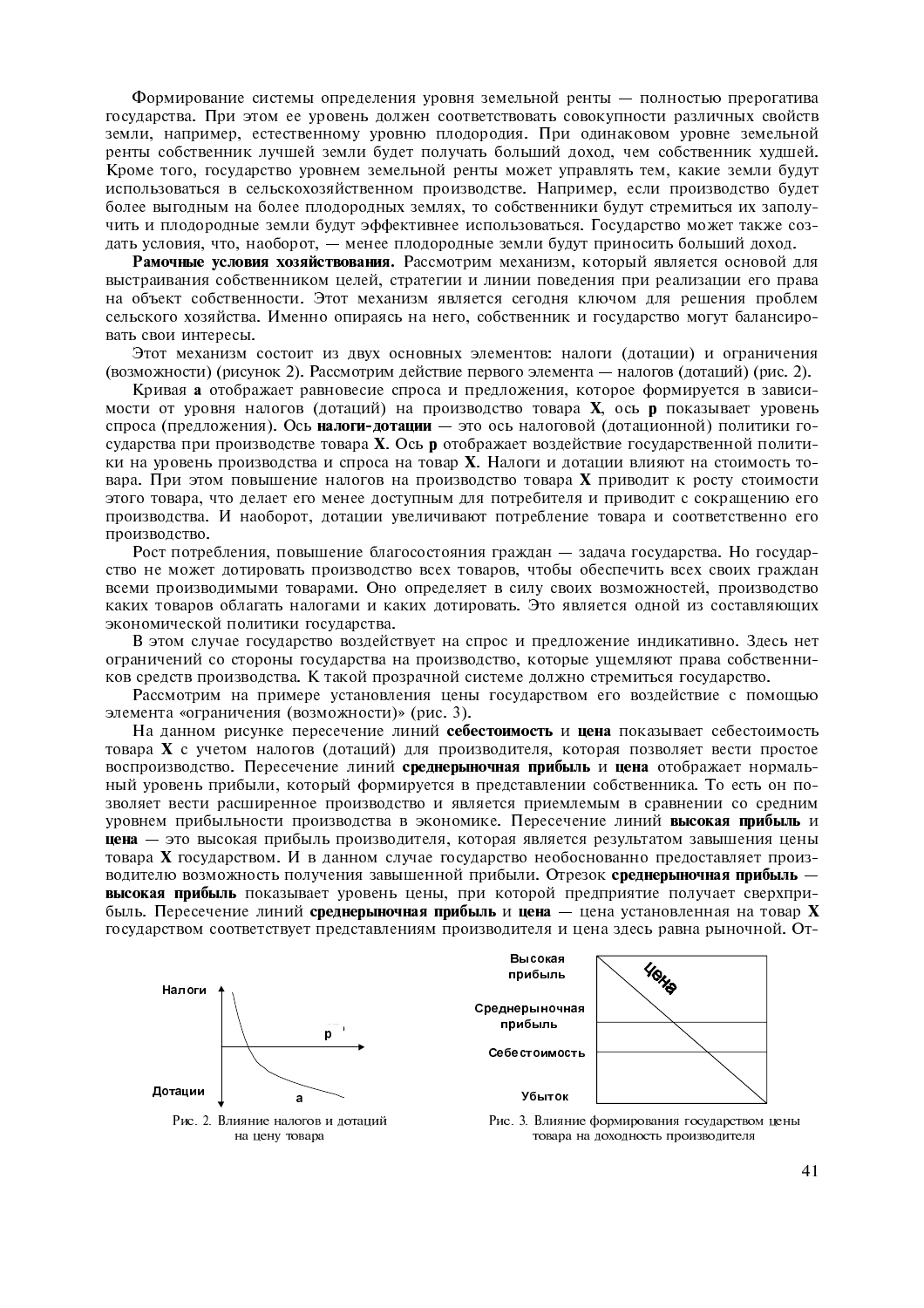Формирование системы определения уровня земельной ренты — полностью прерогатива государства. При этом ее уровень должен соответствовать совокупности различных свойств земли, например, естественному уровню плодородия. При одинаковом уровне земельной ренты собственник лучшей земли будет получать больший доход, чем собственник худшей. Кроме того, государство уровнем земельной ренты может управлять тем, какие земли будут использоваться в сельскохозяйственном производстве. Например, если производство будет более выгодным на более плодородных землях, то собственники будут стремиться их заполучить и плодородные земли будут эффективнее использоваться. Государство может также создать условия, что, наоборот, — менее плодородные земли будут приносить больший доход.

**Рамочные условия хозяйствования.** Рассмотрим механизм, который является основой для выстраивания собственником целей, стратегии и линии поведения при реализации его права на объект собственности. Этот механизм является сегодня ключом для решения проблем сельского хозяйства. Именно опираясь на него, собственник и государство могут балансировать свои интересы.

Этот механизм состоит из двух основных элементов: налоги (дотации) и ограничения (возможности) (рисунок 2). Рассмотрим действие первого элемента — налогов (дотаций) (рис. 2).

Кривая **а** отображает равновесие спроса и предложения, которое формируется в зависимости от уровня налогов (дотаций) на производство товара **X**, ось **р** показывает уровень спроса (предложения). Ось **налоги-дотации** — это ось налоговой (дотационной) политики государства при производстве товара **X**. Ось **р** отображает воздействие государственной политики на уровень производства и спроса на товар **X**. Налоги и дотации влияют на стоимость товара. При этом повышение налогов на производство товара **X** приводит к росту стоимости этого товара, что делает его менее доступным для потребителя и приводит с сокращению его производства. И наоборот, дотации увеличивают потребление товара и соответственно его производство.

Рост потребления, повышение благосостояния граждан — задача государства. Но государство не может дотировать производство всех товаров, чтобы обеспечить всех своих граждан всеми производимыми товарами. Оно определяет в силу своих возможностей, производство каких товаров облагать налогами и каких дотировать. Это является одной из составляющих экономической политики государства.

В этом случае государство воздействует на спрос и предложение индикативно. Здесь нет ограничений со стороны государства на производство, которые ущемляют права собственников средств производства. К такой прозрачной системе должно стремиться государство.

Рассмотрим на примере установления цены государством его воздействие с помощью элемента «ограничения (возможности)» (рис. 3).

На данном рисунке пересечение линий **себестоимость** и **цена** показывает себестоимость товара **X** с учетом налогов (дотаций) для производителя, которая позволяет вести простое воспроизводство. Пересечение линий **среднерыночная прибыль** и **цена** отображает нормальный уровень прибыли, который формируется в представлении собственника. То есть он позволяет вести расширенное производство и является приемлемым в сравнении со средним уровнем прибыльности производства в экономике. Пересечение линий **высокая прибыль** и **цена** — это высокая прибыль производителя, которая является результатом завышения цены товара **X** государством. И в данном случае государство необоснованно предоставляет производителю возможность получения завышенной прибыли. Отрезок **среднерыночная прибыль** — **высокая прибыль** показывает уровень цены, при которой предприятие получает сверхприбыль. Пересечение линий **среднерыночная прибыль** и **цена** — цена установленная на товар **X** государством соответствует представлениям производителя и цена здесь равна рыночной. От-

Рис. 2. Влияние налогов и дотаций на цену товара

Рис. 3. Влияние формирования государством цены товара на доходность производителя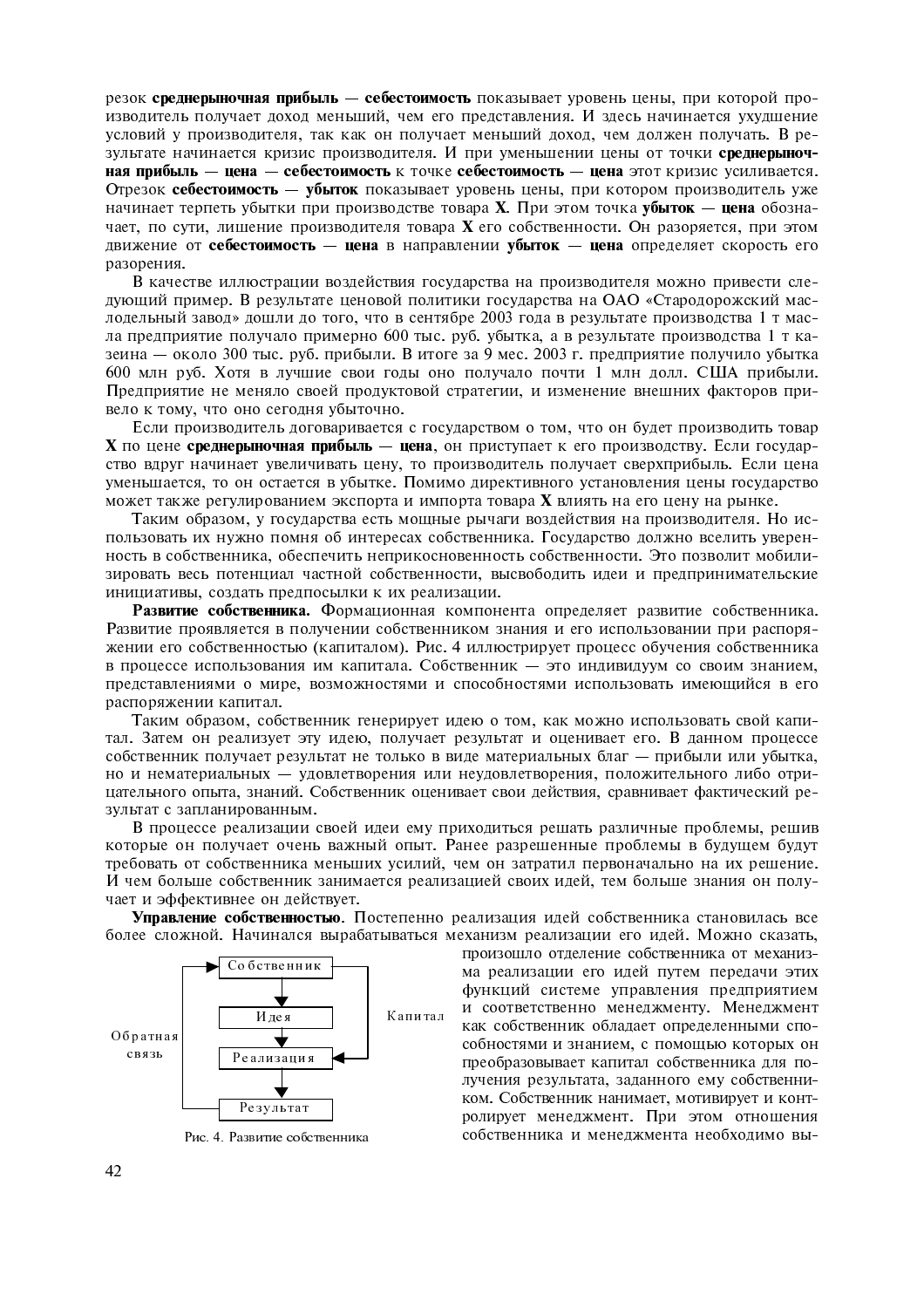резок **среднерыночная прибыль — себестоимость** показывает уровень цены, при которой производитель получает доход меньший, чем его представления. И здесь начинается ухудшение условий у производителя, так как он получает меньший доход, чем должен получать. В результате начинается кризис производителя. И при уменьшении цены от точки **среднерыночная прибыль — цена — себестоимость** к точке **себестоимость — цена** этот кризис усиливается. Отрезок **себестоимость — убыток** показывает уровень цены, при котором производитель уже начинает терпеть убытки при производстве товара **X**. При этом точка **убыток — цена** обозначает, по сути, лишение производителя товара **X** его собственности. Он разоряется, при этом движение от **себестоимость — цена** в направлении **убыток — цена** определяет скорость его разорения.

В качестве иллюстрации воздействия государства на производителя можно привести следующий пример. В результате ценовой политики государства на ОАО «Стародорожский маслодельный завод» дошли до того, что в сентябре 2003 года в результате производства 1 т масла предприятие получало примерно 600 тыс. руб. убытка, а в результате производства 1 т казеина — около 300 тыс. руб. прибыли. В итоге за 9 мес. 2003 г. предприятие получило убытка 600 млн руб. Хотя в лучшие свои годы оно получало почти 1 млн долл. США прибыли. Предприятие не меняло своей продуктовой стратегии, и изменение внешних факторов привело к тому, что оно сегодня убыточно.

Если производитель договаривается с государством о том, что он будет производить товар **X** по цене **среднерыночная прибыль — цена**, он приступает к его производству. Если государство вдруг начинает увеличивать цену, то производитель получает сверхприбыль. Если цена уменьшается, то он остается в убытке. Помимо директивного установления цены государство может также регулированием экспорта и импорта товара **X** влиять на его цену на рынке.

Таким образом, у государства есть мощные рычаги воздействия на производителя. Но использовать их нужно помня об интересах собственника. Государство должно вселить уверенность в собственника, обеспечить неприкосновенность собственности. Это позволит мобилизировать весь потенциал частной собственности, высвободить идеи и предпринимательские инициативы, создать предпосылки к их реализации.

**Развитие собственника.** Формационная компонента определяет развитие собственника. Развитие проявляется в получении собственником знания и его использовании при распоряжении его собственностью (капиталом). Рис. 4 иллюстрирует процесс обучения собственника в процессе использования им капитала. Собственник — это индивидуум со своим знанием, представлениями о мире, возможностями и способностями использовать имеющийся в его распоряжении капитал.

Таким образом, собственник генерирует идею о том, как можно использовать свой капитал. Затем он реализует эту идею, получает результат и оценивает его. В данном процессе собственник получает результат не только в виде материальных благ — прибыли или убытка, но и нематериальных — удовлетворения или неудовлетворения, положительного либо отрицательного опыта, знаний. Собственник оценивает свои действия, сравнивает фактический результат с запланированным.

В процессе реализации своей идеи ему приходиться решать различные проблемы, решив которые он получает очень важный опыт. Ранее разрешенные проблемы в будущем будут требовать от собственника меньших усилий, чем он затратил первоначально на их решение. И чем больше собственник занимается реализацией своих идей, тем больше знания он получает и эффективнее он действует.

**Управление собственностью**. Постепенно реализация идей собственника становилась все более сложной. Начинался вырабатываться механизм реализации его идей. Можно сказать, произошло отделение собственника от механизма реализации его идей путем передачи этих функций системе управления предприятием и соответственно менеджменту. Менеджмент как собственник обладает определенными способностями и знанием, с помощью которых он преобразовывает капитал собственника для получения результата, заданного ему собственником. Собственник нанимает, мотивирует и контролирует менеджмент. При этом отношения собственника и менеджмента необходимо вы-

Собственник → Идея → Реализация → Результат; Капитал (Собственник → Реализация); Обратная связь (Результат → Собственник)

Рис. 4. Развитие собственника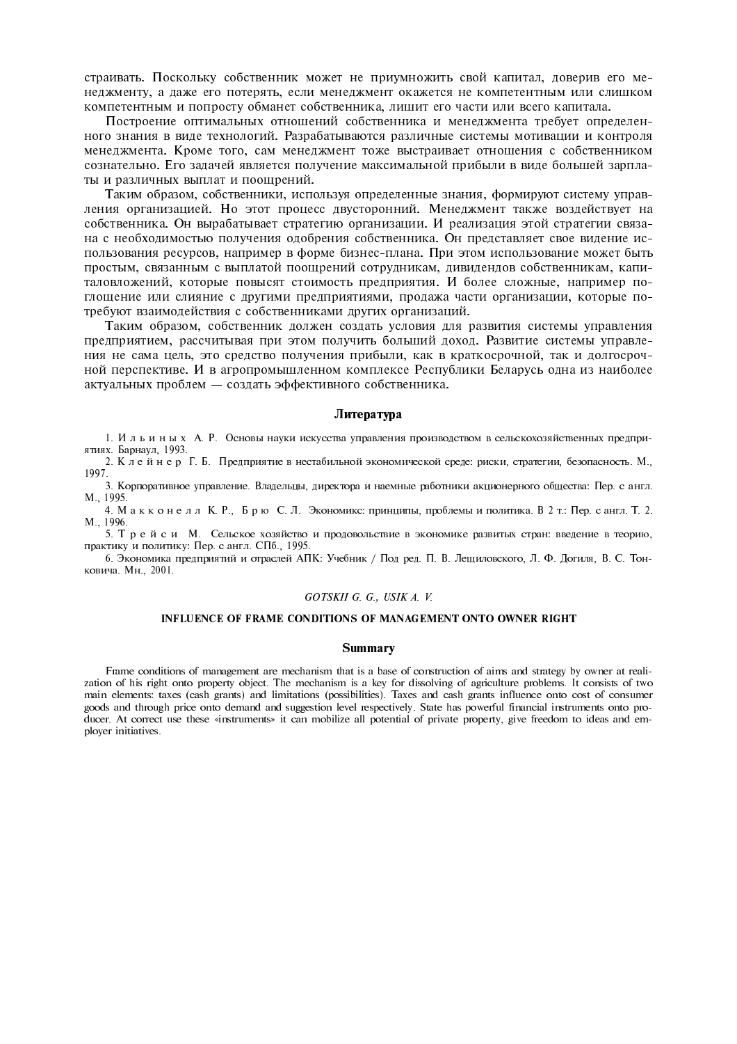страивать. Поскольку собственник может не приумножить свой капитал, доверив его менеджменту, а даже его потерять, если менеджмент окажется не компетентным или слишком компетентным и попросту обманет собственника, лишит его части или всего капитала.

Построение оптимальных отношений собственника и менеджмента требует определенного знания в виде технологий. Разрабатываются различные системы мотивации и контроля менеджмента. Кроме того, сам менеджмент тоже выстраивает отношения с собственником сознательно. Его задачей является получение максимальной прибыли в виде большей зарплаты и различных выплат и поощрений.

Таким образом, собственники, используя определенные знания, формируют систему управления организацией. Но этот процесс двусторонний. Менеджмент также воздействует на собственника. Он вырабатывает стратегию организации. И реализация этой стратегии связана с необходимостью получения одобрения собственника. Он представляет свое видение использования ресурсов, например в форме бизнес-плана. При этом использование может быть простым, связанным с выплатой поощрений сотрудникам, дивидендов собственникам, капиталовложений, которые повысят стоимость предприятия. И более сложные, например поглощение или слияние с другими предприятиями, продажа части организации, которые потребуют взаимодействия с собственниками других организаций.

Таким образом, собственник должен создать условия для развития системы управления предприятием, рассчитывая при этом получить больший доход. Развитие системы управления не сама цель, это средство получения прибыли, как в краткосрочной, так и долгосрочной перспективе. И в агропромышленном комплексе Республики Беларусь одна из наиболее актуальных проблем — создать эффективного собственника.

## Литература

1. Ильиных А. Р. Основы науки искусства управления производством в сельскохозяйственных предприятиях. Барнаул, 1993.
2. Клейнер Г. Б. Предприятие в нестабильной экономической среде: риски, стратегии, безопасность. М., 1997.
3. Корпоративное управление. Владельцы, директора и наемные работники акционерного общества: Пер. с англ. М., 1995.
4. Макконелл К. Р., Брю С. Л. Экономикс: принципы, проблемы и политика. В 2 т.: Пер. с англ. Т. 2. М., 1996.
5. Трейси М. Сельское хозяйство и продовольствие в экономике развитых стран: введение в теорию, практику и политику: Пер. с англ. СПб., 1995.
6. Экономика предприятий и отраслей АПК: Учебник / Под ред. П. В. Лещиловского, Л. Ф. Догиля, В. С. Тонковича. Мн., 2001.

*GOTSKII G. G., USIK A. V.*

**INFLUENCE OF FRAME CONDITIONS OF MANAGEMENT ONTO OWNER RIGHT**

## Summary

Frame conditions of management are mechanism that is a base of construction of aims and strategy by owner at realization of his right onto property object. The mechanism is a key for dissolving of agriculture problems. It consists of two main elements: taxes (cash grants) and limitations (possibilities). Taxes and cash grants influence onto cost of consumer goods and through price onto demand and suggestion level respectively. State has powerful financial instruments onto producer. At correct use these «instruments» it can mobilize all potential of private property, give freedom to ideas and employer initiatives.